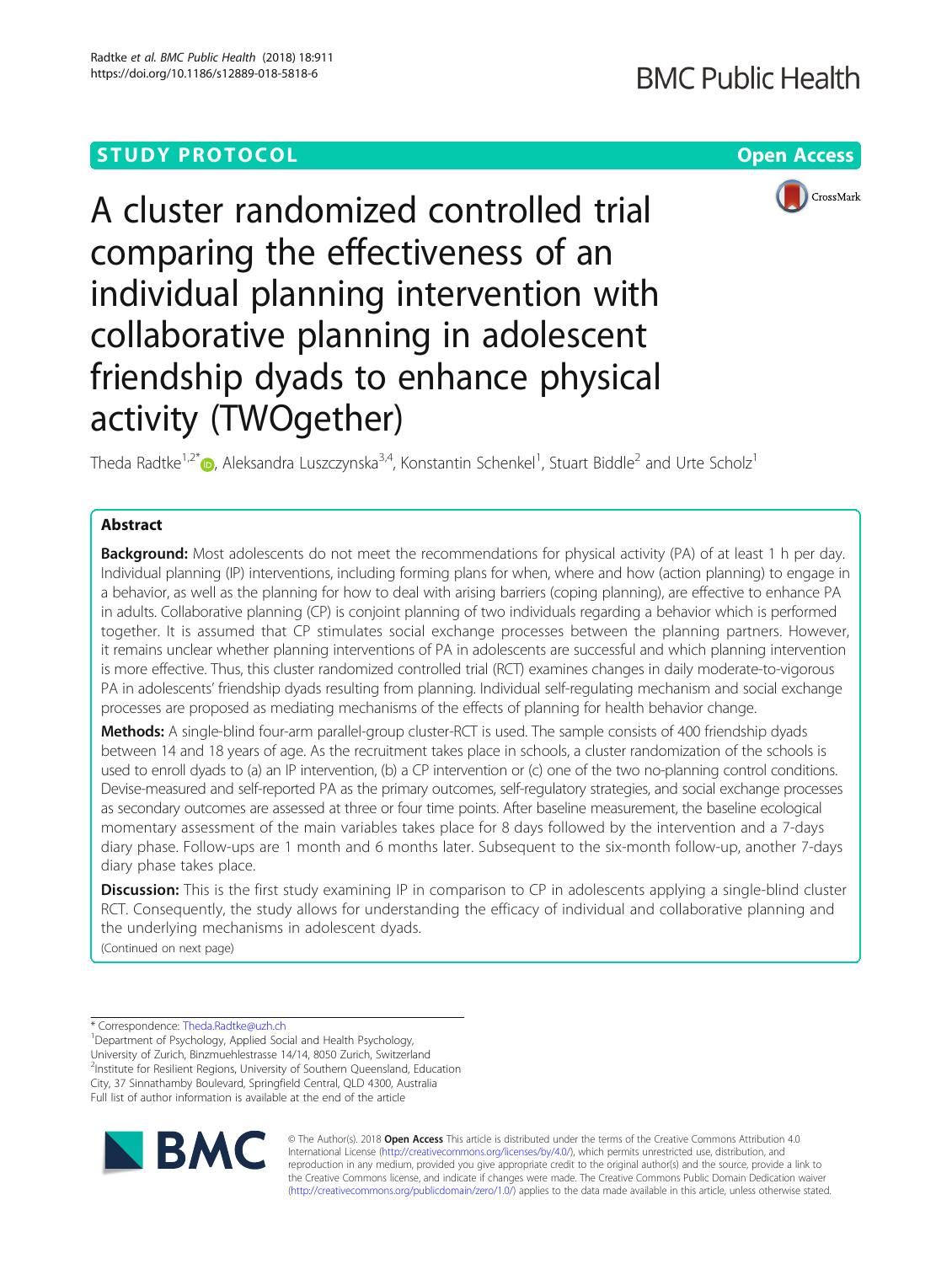STUDY PROTOCOL

Open Access

# A cluster randomized controlled trial comparing the effectiveness of an individual planning intervention with collaborative planning in adolescent friendship dyads to enhance physical activity (TWOgether)

Theda Radtke[1,2*], Aleksandra Luszczynska[3,4], Konstantin Schenkel[1], Stuart Biddle[2] and Urte Scholz[1]

## Abstract

**Background:** Most adolescents do not meet the recommendations for physical activity (PA) of at least 1 h per day. Individual planning (IP) interventions, including forming plans for when, where and how (action planning) to engage in a behavior, as well as the planning for how to deal with arising barriers (coping planning), are effective to enhance PA in adults. Collaborative planning (CP) is conjoint planning of two individuals regarding a behavior which is performed together. It is assumed that CP stimulates social exchange processes between the planning partners. However, it remains unclear whether planning interventions of PA in adolescents are successful and which planning intervention is more effective. Thus, this cluster randomized controlled trial (RCT) examines changes in daily moderate-to-vigorous PA in adolescents' friendship dyads resulting from planning. Individual self-regulating mechanism and social exchange processes are proposed as mediating mechanisms of the effects of planning for health behavior change.

**Methods:** A single-blind four-arm parallel-group cluster-RCT is used. The sample consists of 400 friendship dyads between 14 and 18 years of age. As the recruitment takes place in schools, a cluster randomization of the schools is used to enroll dyads to (a) an IP intervention, (b) a CP intervention or (c) one of the two no-planning control conditions. Devise-measured and self-reported PA as the primary outcomes, self-regulatory strategies, and social exchange processes as secondary outcomes are assessed at three or four time points. After baseline measurement, the baseline ecological momentary assessment of the main variables takes place for 8 days followed by the intervention and a 7-days diary phase. Follow-ups are 1 month and 6 months later. Subsequent to the six-month follow-up, another 7-days diary phase takes place.

**Discussion:** This is the first study examining IP in comparison to CP in adolescents applying a single-blind cluster RCT. Consequently, the study allows for understanding the efficacy of individual and collaborative planning and the underlying mechanisms in adolescent dyads.

(Continued on next page)

---

* Correspondence: Theda.Radtke@uzh.ch

[1]Department of Psychology, Applied Social and Health Psychology, University of Zurich, Binzmuehlestrasse 14/14, 8050 Zurich, Switzerland

[2]Institute for Resilient Regions, University of Southern Queensland, Education City, 37 Sinnathamby Boulevard, Springfield Central, QLD 4300, Australia

Full list of author information is available at the end of the article

© The Author(s). 2018 **Open Access** This article is distributed under the terms of the Creative Commons Attribution 4.0 International License (http://creativecommons.org/licenses/by/4.0/), which permits unrestricted use, distribution, and reproduction in any medium, provided you give appropriate credit to the original author(s) and the source, provide a link to the Creative Commons license, and indicate if changes were made. The Creative Commons Public Domain Dedication waiver (http://creativecommons.org/publicdomain/zero/1.0/) applies to the data made available in this article, unless otherwise stated.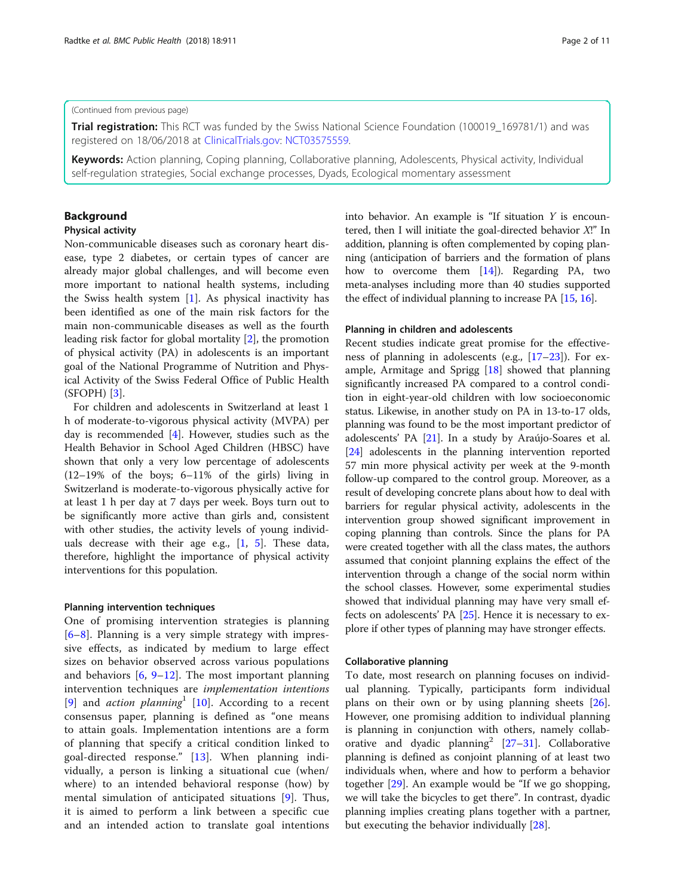(Continued from previous page)

**Trial registration:** This RCT was funded by the Swiss National Science Foundation (100019_169781/1) and was registered on 18/06/2018 at ClinicalTrials.gov: NCT03575559.

**Keywords:** Action planning, Coping planning, Collaborative planning, Adolescents, Physical activity, Individual self-regulation strategies, Social exchange processes, Dyads, Ecological momentary assessment

## Background

### Physical activity

Non-communicable diseases such as coronary heart disease, type 2 diabetes, or certain types of cancer are already major global challenges, and will become even more important to national health systems, including the Swiss health system [1]. As physical inactivity has been identified as one of the main risk factors for the main non-communicable diseases as well as the fourth leading risk factor for global mortality [2], the promotion of physical activity (PA) in adolescents is an important goal of the National Programme of Nutrition and Physical Activity of the Swiss Federal Office of Public Health (SFOPH) [3].

For children and adolescents in Switzerland at least 1 h of moderate-to-vigorous physical activity (MVPA) per day is recommended [4]. However, studies such as the Health Behavior in School Aged Children (HBSC) have shown that only a very low percentage of adolescents (12–19% of the boys; 6–11% of the girls) living in Switzerland is moderate-to-vigorous physically active for at least 1 h per day at 7 days per week. Boys turn out to be significantly more active than girls and, consistent with other studies, the activity levels of young individuals decrease with their age e.g., [1, 5]. These data, therefore, highlight the importance of physical activity interventions for this population.

### Planning intervention techniques

One of promising intervention strategies is planning [6–8]. Planning is a very simple strategy with impressive effects, as indicated by medium to large effect sizes on behavior observed across various populations and behaviors [6, 9–12]. The most important planning intervention techniques are *implementation intentions* [9] and *action planning*[1] [10]. According to a recent consensus paper, planning is defined as "one means to attain goals. Implementation intentions are a form of planning that specify a critical condition linked to goal-directed response." [13]. When planning individually, a person is linking a situational cue (when/where) to an intended behavioral response (how) by mental simulation of anticipated situations [9]. Thus, it is aimed to perform a link between a specific cue and an intended action to translate goal intentions into behavior. An example is "If situation *Y* is encountered, then I will initiate the goal-directed behavior *X*!" In addition, planning is often complemented by coping planning (anticipation of barriers and the formation of plans how to overcome them [14]). Regarding PA, two meta-analyses including more than 40 studies supported the effect of individual planning to increase PA [15, 16].

### Planning in children and adolescents

Recent studies indicate great promise for the effectiveness of planning in adolescents (e.g., [17–23]). For example, Armitage and Sprigg [18] showed that planning significantly increased PA compared to a control condition in eight-year-old children with low socioeconomic status. Likewise, in another study on PA in 13-to-17 olds, planning was found to be the most important predictor of adolescents' PA [21]. In a study by Araújo-Soares et al. [24] adolescents in the planning intervention reported 57 min more physical activity per week at the 9-month follow-up compared to the control group. Moreover, as a result of developing concrete plans about how to deal with barriers for regular physical activity, adolescents in the intervention group showed significant improvement in coping planning than controls. Since the plans for PA were created together with all the class mates, the authors assumed that conjoint planning explains the effect of the intervention through a change of the social norm within the school classes. However, some experimental studies showed that individual planning may have very small effects on adolescents' PA [25]. Hence it is necessary to explore if other types of planning may have stronger effects.

### Collaborative planning

To date, most research on planning focuses on individual planning. Typically, participants form individual plans on their own or by using planning sheets [26]. However, one promising addition to individual planning is planning in conjunction with others, namely collaborative and dyadic planning[2] [27–31]. Collaborative planning is defined as conjoint planning of at least two individuals when, where and how to perform a behavior together [29]. An example would be "If we go shopping, we will take the bicycles to get there". In contrast, dyadic planning implies creating plans together with a partner, but executing the behavior individually [28].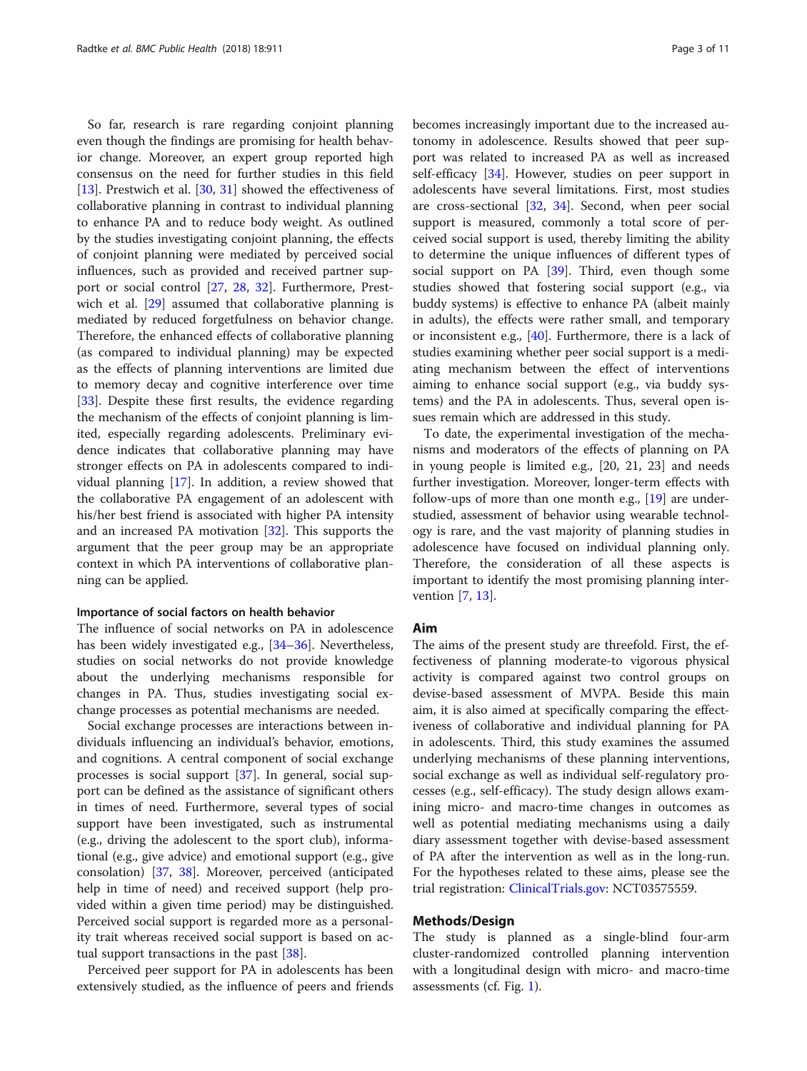So far, research is rare regarding conjoint planning even though the findings are promising for health behavior change. Moreover, an expert group reported high consensus on the need for further studies in this field [13]. Prestwich et al. [30, 31] showed the effectiveness of collaborative planning in contrast to individual planning to enhance PA and to reduce body weight. As outlined by the studies investigating conjoint planning, the effects of conjoint planning were mediated by perceived social influences, such as provided and received partner support or social control [27, 28, 32]. Furthermore, Prestwich et al. [29] assumed that collaborative planning is mediated by reduced forgetfulness on behavior change. Therefore, the enhanced effects of collaborative planning (as compared to individual planning) may be expected as the effects of planning interventions are limited due to memory decay and cognitive interference over time [33]. Despite these first results, the evidence regarding the mechanism of the effects of conjoint planning is limited, especially regarding adolescents. Preliminary evidence indicates that collaborative planning may have stronger effects on PA in adolescents compared to individual planning [17]. In addition, a review showed that the collaborative PA engagement of an adolescent with his/her best friend is associated with higher PA intensity and an increased PA motivation [32]. This supports the argument that the peer group may be an appropriate context in which PA interventions of collaborative planning can be applied.

#### Importance of social factors on health behavior

The influence of social networks on PA in adolescence has been widely investigated e.g., [34–36]. Nevertheless, studies on social networks do not provide knowledge about the underlying mechanisms responsible for changes in PA. Thus, studies investigating social exchange processes as potential mechanisms are needed.

Social exchange processes are interactions between individuals influencing an individual's behavior, emotions, and cognitions. A central component of social exchange processes is social support [37]. In general, social support can be defined as the assistance of significant others in times of need. Furthermore, several types of social support have been investigated, such as instrumental (e.g., driving the adolescent to the sport club), informational (e.g., give advice) and emotional support (e.g., give consolation) [37, 38]. Moreover, perceived (anticipated help in time of need) and received support (help provided within a given time period) may be distinguished. Perceived social support is regarded more as a personality trait whereas received social support is based on actual support transactions in the past [38].

Perceived peer support for PA in adolescents has been extensively studied, as the influence of peers and friends becomes increasingly important due to the increased autonomy in adolescence. Results showed that peer support was related to increased PA as well as increased self-efficacy [34]. However, studies on peer support in adolescents have several limitations. First, most studies are cross-sectional [32, 34]. Second, when peer social support is measured, commonly a total score of perceived social support is used, thereby limiting the ability to determine the unique influences of different types of social support on PA [39]. Third, even though some studies showed that fostering social support (e.g., via buddy systems) is effective to enhance PA (albeit mainly in adults), the effects were rather small, and temporary or inconsistent e.g., [40]. Furthermore, there is a lack of studies examining whether peer social support is a mediating mechanism between the effect of interventions aiming to enhance social support (e.g., via buddy systems) and the PA in adolescents. Thus, several open issues remain which are addressed in this study.

To date, the experimental investigation of the mechanisms and moderators of the effects of planning on PA in young people is limited e.g., [20, 21, 23] and needs further investigation. Moreover, longer-term effects with follow-ups of more than one month e.g., [19] are understudied, assessment of behavior using wearable technology is rare, and the vast majority of planning studies in adolescence have focused on individual planning only. Therefore, the consideration of all these aspects is important to identify the most promising planning intervention [7, 13].

## Aim

The aims of the present study are threefold. First, the effectiveness of planning moderate-to vigorous physical activity is compared against two control groups on devise-based assessment of MVPA. Beside this main aim, it is also aimed at specifically comparing the effectiveness of collaborative and individual planning for PA in adolescents. Third, this study examines the assumed underlying mechanisms of these planning interventions, social exchange as well as individual self-regulatory processes (e.g., self-efficacy). The study design allows examining micro- and macro-time changes in outcomes as well as potential mediating mechanisms using a daily diary assessment together with devise-based assessment of PA after the intervention as well as in the long-run. For the hypotheses related to these aims, please see the trial registration: ClinicalTrials.gov: NCT03575559.

## Methods/Design

The study is planned as a single-blind four-arm cluster-randomized controlled planning intervention with a longitudinal design with micro- and macro-time assessments (cf. Fig. 1).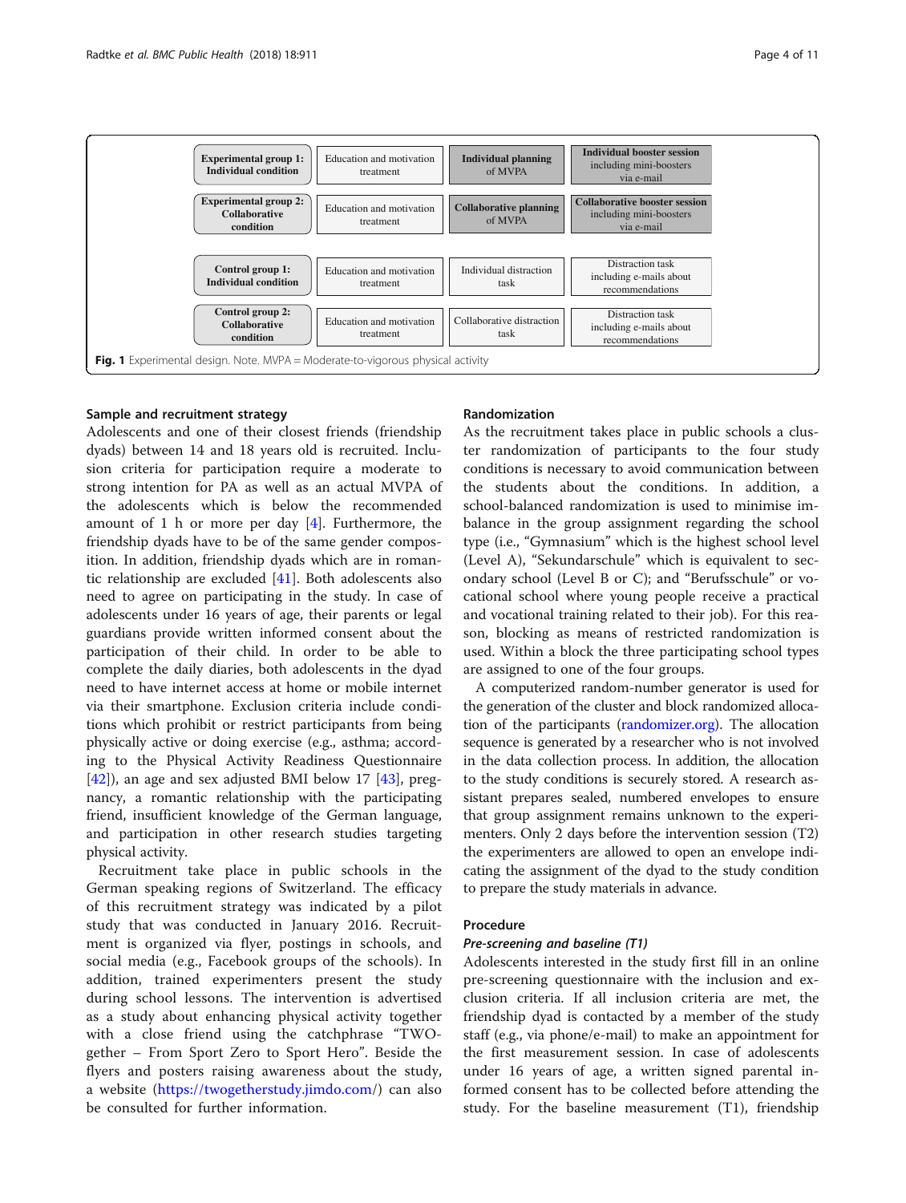| Experimental group 1: Individual condition | Education and motivation treatment | Individual planning of MVPA | Individual booster session including mini-boosters via e-mail |
|---|---|---|---|
| Experimental group 2: Collaborative condition | Education and motivation treatment | Collaborative planning of MVPA | Collaborative booster session including mini-boosters via e-mail |
| Control group 1: Individual condition | Education and motivation treatment | Individual distraction task | Distraction task including e-mails about recommendations |
| Control group 2: Collaborative condition | Education and motivation treatment | Collaborative distraction task | Distraction task including e-mails about recommendations |

**Fig. 1** Experimental design. Note. MVPA = Moderate-to-vigorous physical activity

## Sample and recruitment strategy

Adolescents and one of their closest friends (friendship dyads) between 14 and 18 years old is recruited. Inclusion criteria for participation require a moderate to strong intention for PA as well as an actual MVPA of the adolescents which is below the recommended amount of 1 h or more per day [4]. Furthermore, the friendship dyads have to be of the same gender composition. In addition, friendship dyads which are in romantic relationship are excluded [41]. Both adolescents also need to agree on participating in the study. In case of adolescents under 16 years of age, their parents or legal guardians provide written informed consent about the participation of their child. In order to be able to complete the daily diaries, both adolescents in the dyad need to have internet access at home or mobile internet via their smartphone. Exclusion criteria include conditions which prohibit or restrict participants from being physically active or doing exercise (e.g., asthma; according to the Physical Activity Readiness Questionnaire [42]), an age and sex adjusted BMI below 17 [43], pregnancy, a romantic relationship with the participating friend, insufficient knowledge of the German language, and participation in other research studies targeting physical activity.

Recruitment take place in public schools in the German speaking regions of Switzerland. The efficacy of this recruitment strategy was indicated by a pilot study that was conducted in January 2016. Recruitment is organized via flyer, postings in schools, and social media (e.g., Facebook groups of the schools). In addition, trained experimenters present the study during school lessons. The intervention is advertised as a study about enhancing physical activity together with a close friend using the catchphrase "TWOgether – From Sport Zero to Sport Hero". Beside the flyers and posters raising awareness about the study, a website (https://twogetherstudy.jimdo.com/) can also be consulted for further information.

## Randomization

As the recruitment takes place in public schools a cluster randomization of participants to the four study conditions is necessary to avoid communication between the students about the conditions. In addition, a school-balanced randomization is used to minimise imbalance in the group assignment regarding the school type (i.e., "Gymnasium" which is the highest school level (Level A), "Sekundarschule" which is equivalent to secondary school (Level B or C); and "Berufsschule" or vocational school where young people receive a practical and vocational training related to their job). For this reason, blocking as means of restricted randomization is used. Within a block the three participating school types are assigned to one of the four groups.

A computerized random-number generator is used for the generation of the cluster and block randomized allocation of the participants (randomizer.org). The allocation sequence is generated by a researcher who is not involved in the data collection process. In addition, the allocation to the study conditions is securely stored. A research assistant prepares sealed, numbered envelopes to ensure that group assignment remains unknown to the experimenters. Only 2 days before the intervention session (T2) the experimenters are allowed to open an envelope indicating the assignment of the dyad to the study condition to prepare the study materials in advance.

## Procedure

### *Pre-screening and baseline (T1)*

Adolescents interested in the study first fill in an online pre-screening questionnaire with the inclusion and exclusion criteria. If all inclusion criteria are met, the friendship dyad is contacted by a member of the study staff (e.g., via phone/e-mail) to make an appointment for the first measurement session. In case of adolescents under 16 years of age, a written signed parental informed consent has to be collected before attending the study. For the baseline measurement (T1), friendship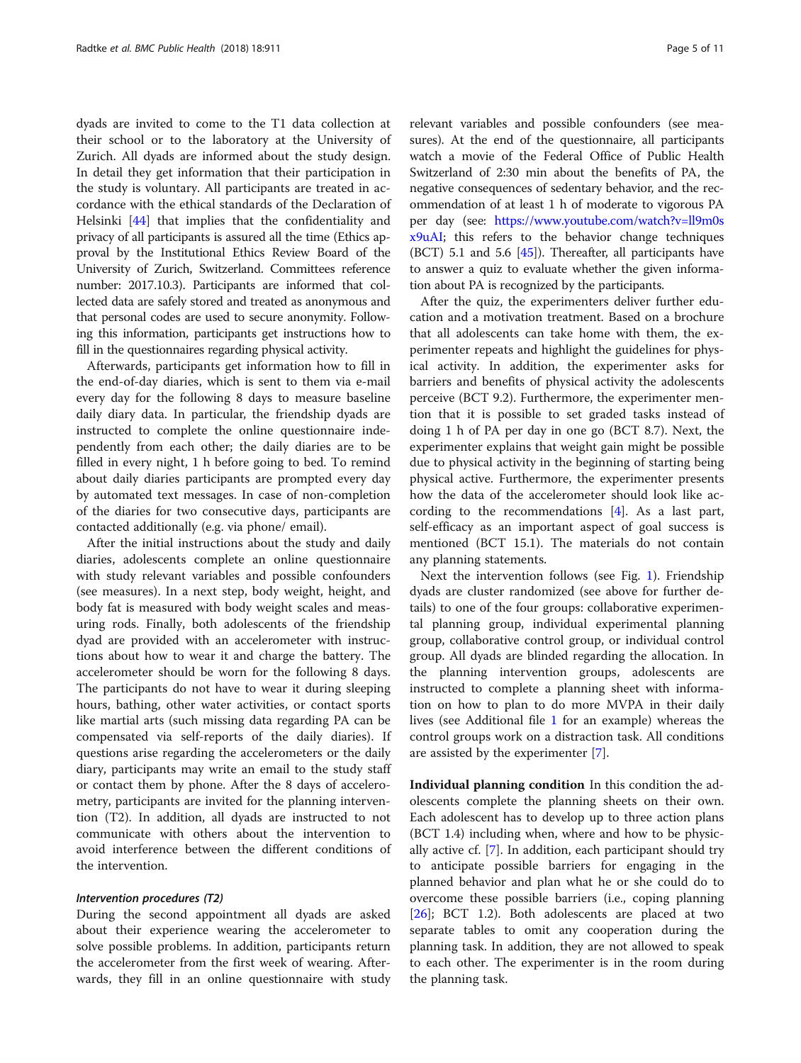dyads are invited to come to the T1 data collection at their school or to the laboratory at the University of Zurich. All dyads are informed about the study design. In detail they get information that their participation in the study is voluntary. All participants are treated in accordance with the ethical standards of the Declaration of Helsinki [44] that implies that the confidentiality and privacy of all participants is assured all the time (Ethics approval by the Institutional Ethics Review Board of the University of Zurich, Switzerland. Committees reference number: 2017.10.3). Participants are informed that collected data are safely stored and treated as anonymous and that personal codes are used to secure anonymity. Following this information, participants get instructions how to fill in the questionnaires regarding physical activity.

Afterwards, participants get information how to fill in the end-of-day diaries, which is sent to them via e-mail every day for the following 8 days to measure baseline daily diary data. In particular, the friendship dyads are instructed to complete the online questionnaire independently from each other; the daily diaries are to be filled in every night, 1 h before going to bed. To remind about daily diaries participants are prompted every day by automated text messages. In case of non-completion of the diaries for two consecutive days, participants are contacted additionally (e.g. via phone/ email).

After the initial instructions about the study and daily diaries, adolescents complete an online questionnaire with study relevant variables and possible confounders (see measures). In a next step, body weight, height, and body fat is measured with body weight scales and measuring rods. Finally, both adolescents of the friendship dyad are provided with an accelerometer with instructions about how to wear it and charge the battery. The accelerometer should be worn for the following 8 days. The participants do not have to wear it during sleeping hours, bathing, other water activities, or contact sports like martial arts (such missing data regarding PA can be compensated via self-reports of the daily diaries). If questions arise regarding the accelerometers or the daily diary, participants may write an email to the study staff or contact them by phone. After the 8 days of accelerometry, participants are invited for the planning intervention (T2). In addition, all dyads are instructed to not communicate with others about the intervention to avoid interference between the different conditions of the intervention.

### *Intervention procedures (T2)*

During the second appointment all dyads are asked about their experience wearing the accelerometer to solve possible problems. In addition, participants return the accelerometer from the first week of wearing. Afterwards, they fill in an online questionnaire with study relevant variables and possible confounders (see measures). At the end of the questionnaire, all participants watch a movie of the Federal Office of Public Health Switzerland of 2:30 min about the benefits of PA, the negative consequences of sedentary behavior, and the recommendation of at least 1 h of moderate to vigorous PA per day (see: https://www.youtube.com/watch?v=ll9m0sx9uAI; this refers to the behavior change techniques (BCT) 5.1 and 5.6 [45]). Thereafter, all participants have to answer a quiz to evaluate whether the given information about PA is recognized by the participants.

After the quiz, the experimenters deliver further education and a motivation treatment. Based on a brochure that all adolescents can take home with them, the experimenter repeats and highlight the guidelines for physical activity. In addition, the experimenter asks for barriers and benefits of physical activity the adolescents perceive (BCT 9.2). Furthermore, the experimenter mention that it is possible to set graded tasks instead of doing 1 h of PA per day in one go (BCT 8.7). Next, the experimenter explains that weight gain might be possible due to physical activity in the beginning of starting being physical active. Furthermore, the experimenter presents how the data of the accelerometer should look like according to the recommendations [4]. As a last part, self-efficacy as an important aspect of goal success is mentioned (BCT 15.1). The materials do not contain any planning statements.

Next the intervention follows (see Fig. 1). Friendship dyads are cluster randomized (see above for further details) to one of the four groups: collaborative experimental planning group, individual experimental planning group, collaborative control group, or individual control group. All dyads are blinded regarding the allocation. In the planning intervention groups, adolescents are instructed to complete a planning sheet with information on how to plan to do more MVPA in their daily lives (see Additional file 1 for an example) whereas the control groups work on a distraction task. All conditions are assisted by the experimenter [7].

**Individual planning condition** In this condition the adolescents complete the planning sheets on their own. Each adolescent has to develop up to three action plans (BCT 1.4) including when, where and how to be physically active cf. [7]. In addition, each participant should try to anticipate possible barriers for engaging in the planned behavior and plan what he or she could do to overcome these possible barriers (i.e., coping planning [26]; BCT 1.2). Both adolescents are placed at two separate tables to omit any cooperation during the planning task. In addition, they are not allowed to speak to each other. The experimenter is in the room during the planning task.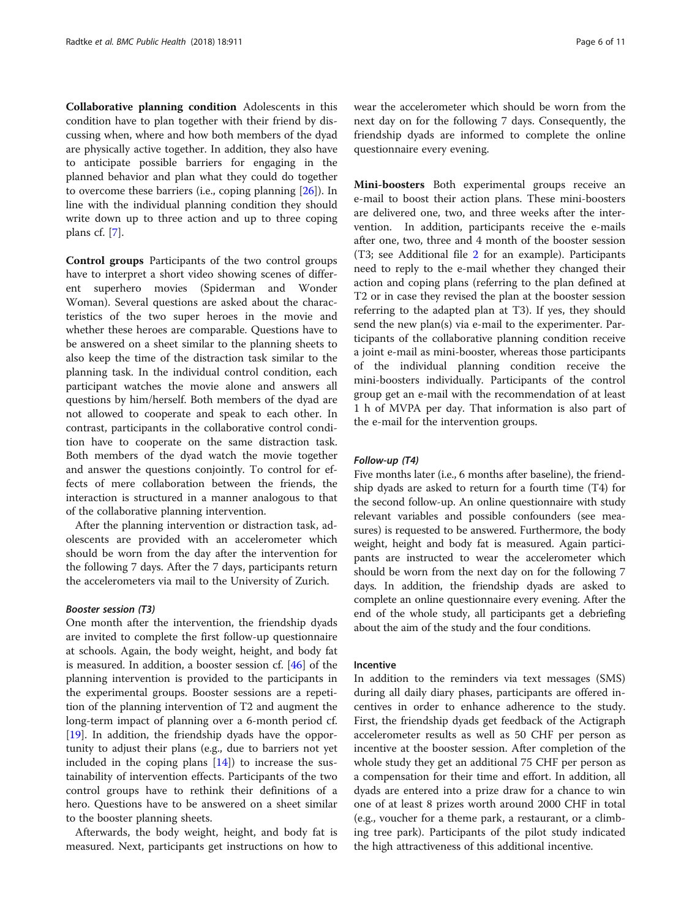**Collaborative planning condition** Adolescents in this condition have to plan together with their friend by discussing when, where and how both members of the dyad are physically active together. In addition, they also have to anticipate possible barriers for engaging in the planned behavior and plan what they could do together to overcome these barriers (i.e., coping planning [26]). In line with the individual planning condition they should write down up to three action and up to three coping plans cf. [7].

**Control groups** Participants of the two control groups have to interpret a short video showing scenes of different superhero movies (Spiderman and Wonder Woman). Several questions are asked about the characteristics of the two super heroes in the movie and whether these heroes are comparable. Questions have to be answered on a sheet similar to the planning sheets to also keep the time of the distraction task similar to the planning task. In the individual control condition, each participant watches the movie alone and answers all questions by him/herself. Both members of the dyad are not allowed to cooperate and speak to each other. In contrast, participants in the collaborative control condition have to cooperate on the same distraction task. Both members of the dyad watch the movie together and answer the questions conjointly. To control for effects of mere collaboration between the friends, the interaction is structured in a manner analogous to that of the collaborative planning intervention.

After the planning intervention or distraction task, adolescents are provided with an accelerometer which should be worn from the day after the intervention for the following 7 days. After the 7 days, participants return the accelerometers via mail to the University of Zurich.

#### *Booster session (T3)*

One month after the intervention, the friendship dyads are invited to complete the first follow-up questionnaire at schools. Again, the body weight, height, and body fat is measured. In addition, a booster session cf. [46] of the planning intervention is provided to the participants in the experimental groups. Booster sessions are a repetition of the planning intervention of T2 and augment the long-term impact of planning over a 6-month period cf. [19]. In addition, the friendship dyads have the opportunity to adjust their plans (e.g., due to barriers not yet included in the coping plans [14]) to increase the sustainability of intervention effects. Participants of the two control groups have to rethink their definitions of a hero. Questions have to be answered on a sheet similar to the booster planning sheets.

Afterwards, the body weight, height, and body fat is measured. Next, participants get instructions on how to wear the accelerometer which should be worn from the next day on for the following 7 days. Consequently, the friendship dyads are informed to complete the online questionnaire every evening.

**Mini-boosters** Both experimental groups receive an e-mail to boost their action plans. These mini-boosters are delivered one, two, and three weeks after the intervention. In addition, participants receive the e-mails after one, two, three and 4 month of the booster session (T3; see Additional file 2 for an example). Participants need to reply to the e-mail whether they changed their action and coping plans (referring to the plan defined at T2 or in case they revised the plan at the booster session referring to the adapted plan at T3). If yes, they should send the new plan(s) via e-mail to the experimenter. Participants of the collaborative planning condition receive a joint e-mail as mini-booster, whereas those participants of the individual planning condition receive the mini-boosters individually. Participants of the control group get an e-mail with the recommendation of at least 1 h of MVPA per day. That information is also part of the e-mail for the intervention groups.

#### *Follow-up (T4)*

Five months later (i.e., 6 months after baseline), the friendship dyads are asked to return for a fourth time (T4) for the second follow-up. An online questionnaire with study relevant variables and possible confounders (see measures) is requested to be answered. Furthermore, the body weight, height and body fat is measured. Again participants are instructed to wear the accelerometer which should be worn from the next day on for the following 7 days. In addition, the friendship dyads are asked to complete an online questionnaire every evening. After the end of the whole study, all participants get a debriefing about the aim of the study and the four conditions.

### Incentive

In addition to the reminders via text messages (SMS) during all daily diary phases, participants are offered incentives in order to enhance adherence to the study. First, the friendship dyads get feedback of the Actigraph accelerometer results as well as 50 CHF per person as incentive at the booster session. After completion of the whole study they get an additional 75 CHF per person as a compensation for their time and effort. In addition, all dyads are entered into a prize draw for a chance to win one of at least 8 prizes worth around 2000 CHF in total (e.g., voucher for a theme park, a restaurant, or a climbing tree park). Participants of the pilot study indicated the high attractiveness of this additional incentive.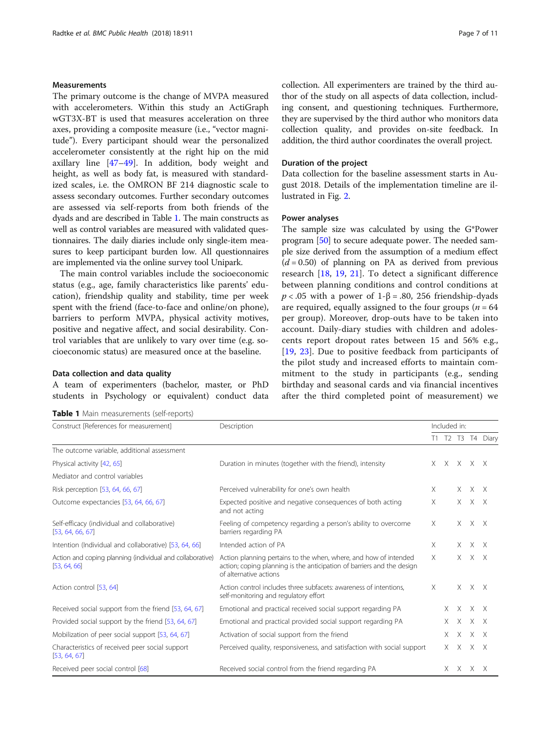### Measurements

The primary outcome is the change of MVPA measured with accelerometers. Within this study an ActiGraph wGT3X-BT is used that measures acceleration on three axes, providing a composite measure (i.e., "vector magnitude"). Every participant should wear the personalized accelerometer consistently at the right hip on the mid axillary line [47–49]. In addition, body weight and height, as well as body fat, is measured with standardized scales, i.e. the OMRON BF 214 diagnostic scale to assess secondary outcomes. Further secondary outcomes are assessed via self-reports from both friends of the dyads and are described in Table 1. The main constructs as well as control variables are measured with validated questionnaires. The daily diaries include only single-item measures to keep participant burden low. All questionnaires are implemented via the online survey tool Unipark.

The main control variables include the socioeconomic status (e.g., age, family characteristics like parents' education), friendship quality and stability, time per week spent with the friend (face-to-face and online/on phone), barriers to perform MVPA, physical activity motives, positive and negative affect, and social desirability. Control variables that are unlikely to vary over time (e.g. socioeconomic status) are measured once at the baseline.

### Data collection and data quality

A team of experimenters (bachelor, master, or PhD students in Psychology or equivalent) conduct data collection. All experimenters are trained by the third author of the study on all aspects of data collection, including consent, and questioning techniques. Furthermore, they are supervised by the third author who monitors data collection quality, and provides on-site feedback. In addition, the third author coordinates the overall project.

### Duration of the project

Data collection for the baseline assessment starts in August 2018. Details of the implementation timeline are illustrated in Fig. 2.

### Power analyses

The sample size was calculated by using the G*Power program [50] to secure adequate power. The needed sample size derived from the assumption of a medium effect ($d = 0.50$) of planning on PA as derived from previous research [18, 19, 21]. To detect a significant difference between planning conditions and control conditions at $p < .05$ with a power of $1\text{-}\beta = .80$, 256 friendship-dyads are required, equally assigned to the four groups ($n = 64$ per group). Moreover, drop-outs have to be taken into account. Daily-diary studies with children and adolescents report dropout rates between 15 and 56% e.g., [19, 23]. Due to positive feedback from participants of the pilot study and increased efforts to maintain commitment to the study in participants (e.g., sending birthday and seasonal cards and via financial incentives after the third completed point of measurement) we

**Table 1** Main measurements (self-reports)

| Construct [References for measurement] | Description | Included in: | | | | |
|---|---|---|---|---|---|---|
| | | T1 | T2 | T3 | T4 | Diary |
| The outcome variable, additional assessment | | | | | | |
| Physical activity [42, 65] | Duration in minutes (together with the friend), intensity | X | X | X | X | X |
| Mediator and control variables | | | | | | |
| Risk perception [53, 64, 66, 67] | Perceived vulnerability for one's own health | X | | X | X | X |
| Outcome expectancies [53, 64, 66, 67] | Expected positive and negative consequences of both acting and not acting | X | | X | X | X |
| Self-efficacy (individual and collaborative) [53, 64, 66, 67] | Feeling of competency regarding a person's ability to overcome barriers regarding PA | X | | X | X | X |
| Intention (Individual and collaborative) [53, 64, 66] | Intended action of PA | X | | X | X | X |
| Action and coping planning (individual and collaborative) [53, 64, 66] | Action planning pertains to the when, where, and how of intended action; coping planning is the anticipation of barriers and the design of alternative actions | X | | X | X | X |
| Action control [53, 64] | Action control includes three subfacets: awareness of intentions, self-monitoring and regulatory effort | X | | X | X | X |
| Received social support from the friend [53, 64, 67] | Emotional and practical received social support regarding PA | | X | X | X | X |
| Provided social support by the friend [53, 64, 67] | Emotional and practical provided social support regarding PA | | X | X | X | X |
| Mobilization of peer social support [53, 64, 67] | Activation of social support from the friend | | X | X | X | X |
| Characteristics of received peer social support [53, 64, 67] | Perceived quality, responsiveness, and satisfaction with social support | | X | X | X | X |
| Received peer social control [68] | Received social control from the friend regarding PA | | X | X | X | X |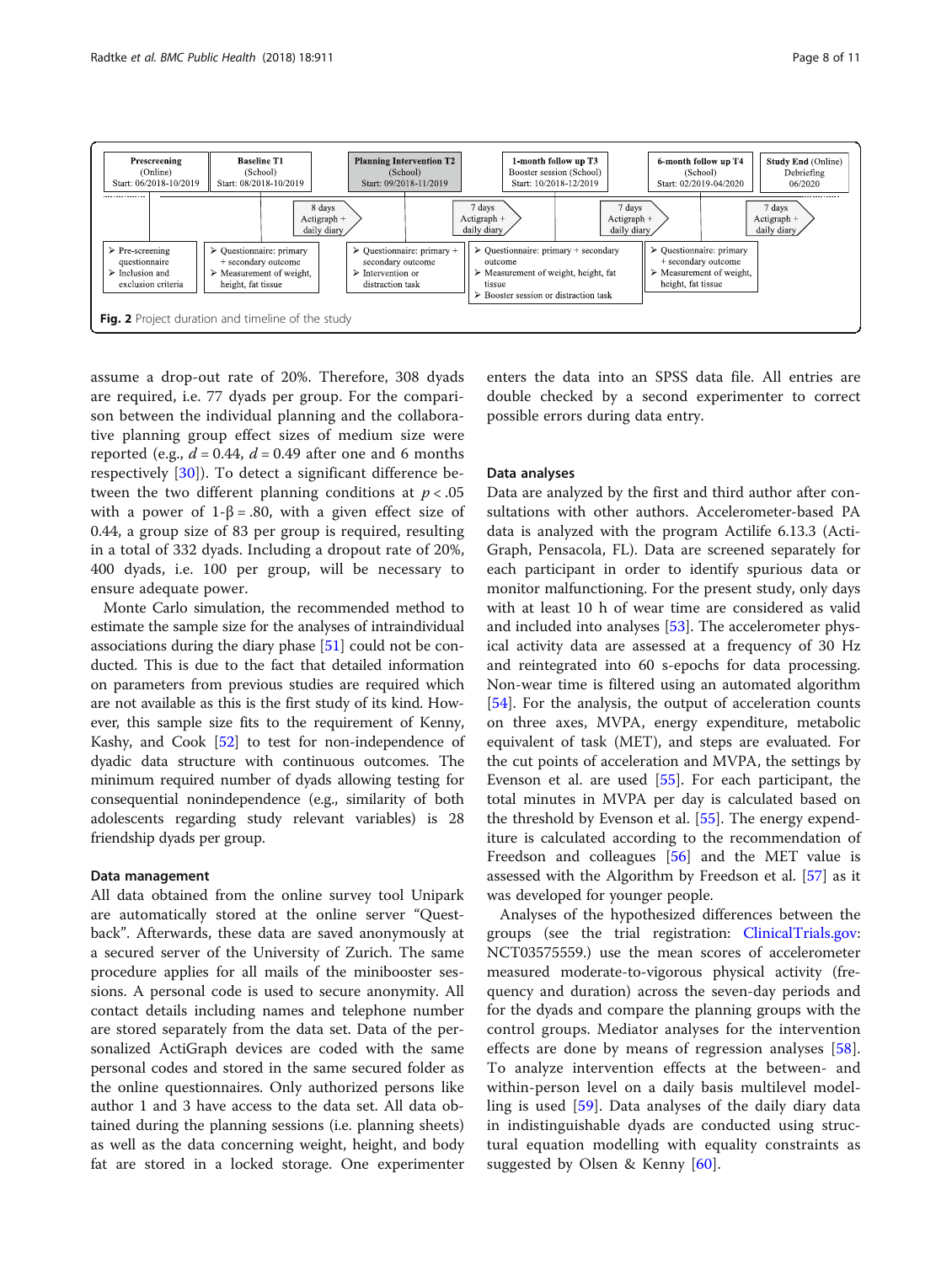Prescreening (Online) Start: 06/2018-10/2019

Baseline T1 (School) Start: 08/2018-10/2019

Planning Intervention T2 (School) Start: 09/2018-11/2019

1-month follow up T3 Booster session (School) Start: 10/2018-12/2019

6-month follow up T4 (School) Start: 02/2019-04/2020

Study End (Online) Debriefing 06/2020

8 days Actigraph + daily diary

7 days Actigraph + daily diary

7 days Actigraph + daily diary

7 days Actigraph + daily diary

- Pre-screening questionnaire
- Inclusion and exclusion criteria

- Questionnaire: primary + secondary outcome
- Measurement of weight, height, fat tissue

- Questionnaire: primary + secondary outcome
- Intervention or distraction task

- Questionnaire: primary + secondary outcome
- Measurement of weight, height, fat tissue
- Booster session or distraction task

- Questionnaire: primary + secondary outcome
- Measurement of weight, height, fat tissue

**Fig. 2** Project duration and timeline of the study

assume a drop-out rate of 20%. Therefore, 308 dyads are required, i.e. 77 dyads per group. For the comparison between the individual planning and the collaborative planning group effect sizes of medium size were reported (e.g., $d = 0.44$, $d = 0.49$ after one and 6 months respectively [30]). To detect a significant difference between the two different planning conditions at $p < .05$ with a power of $1\text{-}\beta = .80$, with a given effect size of 0.44, a group size of 83 per group is required, resulting in a total of 332 dyads. Including a dropout rate of 20%, 400 dyads, i.e. 100 per group, will be necessary to ensure adequate power.

Monte Carlo simulation, the recommended method to estimate the sample size for the analyses of intraindividual associations during the diary phase [51] could not be conducted. This is due to the fact that detailed information on parameters from previous studies are required which are not available as this is the first study of its kind. However, this sample size fits to the requirement of Kenny, Kashy, and Cook [52] to test for non-independence of dyadic data structure with continuous outcomes. The minimum required number of dyads allowing testing for consequential nonindependence (e.g., similarity of both adolescents regarding study relevant variables) is 28 friendship dyads per group.

### Data management

All data obtained from the online survey tool Unipark are automatically stored at the online server "Questback". Afterwards, these data are saved anonymously at a secured server of the University of Zurich. The same procedure applies for all mails of the minibooster sessions. A personal code is used to secure anonymity. All contact details including names and telephone number are stored separately from the data set. Data of the personalized ActiGraph devices are coded with the same personal codes and stored in the same secured folder as the online questionnaires. Only authorized persons like author 1 and 3 have access to the data set. All data obtained during the planning sessions (i.e. planning sheets) as well as the data concerning weight, height, and body fat are stored in a locked storage. One experimenter enters the data into an SPSS data file. All entries are double checked by a second experimenter to correct possible errors during data entry.

### Data analyses

Data are analyzed by the first and third author after consultations with other authors. Accelerometer-based PA data is analyzed with the program Actilife 6.13.3 (ActiGraph, Pensacola, FL). Data are screened separately for each participant in order to identify spurious data or monitor malfunctioning. For the present study, only days with at least 10 h of wear time are considered as valid and included into analyses [53]. The accelerometer physical activity data are assessed at a frequency of 30 Hz and reintegrated into 60 s-epochs for data processing. Non-wear time is filtered using an automated algorithm [54]. For the analysis, the output of acceleration counts on three axes, MVPA, energy expenditure, metabolic equivalent of task (MET), and steps are evaluated. For the cut points of acceleration and MVPA, the settings by Evenson et al. are used [55]. For each participant, the total minutes in MVPA per day is calculated based on the threshold by Evenson et al. [55]. The energy expenditure is calculated according to the recommendation of Freedson and colleagues [56] and the MET value is assessed with the Algorithm by Freedson et al. [57] as it was developed for younger people.

Analyses of the hypothesized differences between the groups (see the trial registration: ClinicalTrials.gov: NCT03575559.) use the mean scores of accelerometer measured moderate-to-vigorous physical activity (frequency and duration) across the seven-day periods and for the dyads and compare the planning groups with the control groups. Mediator analyses for the intervention effects are done by means of regression analyses [58]. To analyze intervention effects at the between- and within-person level on a daily basis multilevel modelling is used [59]. Data analyses of the daily diary data in indistinguishable dyads are conducted using structural equation modelling with equality constraints as suggested by Olsen & Kenny [60].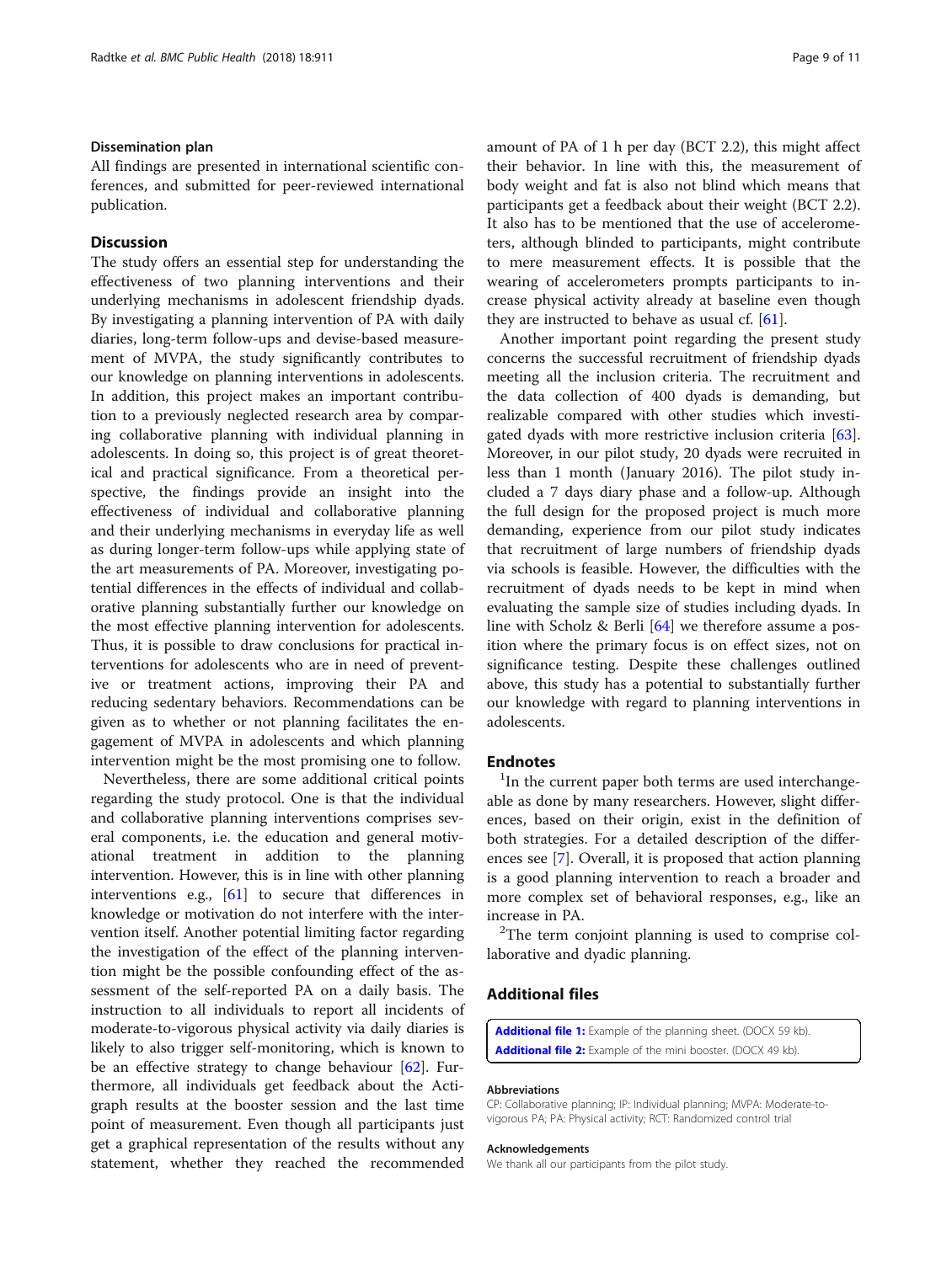### Dissemination plan

All findings are presented in international scientific conferences, and submitted for peer-reviewed international publication.

## Discussion

The study offers an essential step for understanding the effectiveness of two planning interventions and their underlying mechanisms in adolescent friendship dyads. By investigating a planning intervention of PA with daily diaries, long-term follow-ups and devise-based measurement of MVPA, the study significantly contributes to our knowledge on planning interventions in adolescents. In addition, this project makes an important contribution to a previously neglected research area by comparing collaborative planning with individual planning in adolescents. In doing so, this project is of great theoretical and practical significance. From a theoretical perspective, the findings provide an insight into the effectiveness of individual and collaborative planning and their underlying mechanisms in everyday life as well as during longer-term follow-ups while applying state of the art measurements of PA. Moreover, investigating potential differences in the effects of individual and collaborative planning substantially further our knowledge on the most effective planning intervention for adolescents. Thus, it is possible to draw conclusions for practical interventions for adolescents who are in need of preventive or treatment actions, improving their PA and reducing sedentary behaviors. Recommendations can be given as to whether or not planning facilitates the engagement of MVPA in adolescents and which planning intervention might be the most promising one to follow.

Nevertheless, there are some additional critical points regarding the study protocol. One is that the individual and collaborative planning interventions comprises several components, i.e. the education and general motivational treatment in addition to the planning intervention. However, this is in line with other planning interventions e.g., [61] to secure that differences in knowledge or motivation do not interfere with the intervention itself. Another potential limiting factor regarding the investigation of the effect of the planning intervention might be the possible confounding effect of the assessment of the self-reported PA on a daily basis. The instruction to all individuals to report all incidents of moderate-to-vigorous physical activity via daily diaries is likely to also trigger self-monitoring, which is known to be an effective strategy to change behaviour [62]. Furthermore, all individuals get feedback about the Actigraph results at the booster session and the last time point of measurement. Even though all participants just get a graphical representation of the results without any statement, whether they reached the recommended amount of PA of 1 h per day (BCT 2.2), this might affect their behavior. In line with this, the measurement of body weight and fat is also not blind which means that participants get a feedback about their weight (BCT 2.2). It also has to be mentioned that the use of accelerometers, although blinded to participants, might contribute to mere measurement effects. It is possible that the wearing of accelerometers prompts participants to increase physical activity already at baseline even though they are instructed to behave as usual cf. [61].

Another important point regarding the present study concerns the successful recruitment of friendship dyads meeting all the inclusion criteria. The recruitment and the data collection of 400 dyads is demanding, but realizable compared with other studies which investigated dyads with more restrictive inclusion criteria [63]. Moreover, in our pilot study, 20 dyads were recruited in less than 1 month (January 2016). The pilot study included a 7 days diary phase and a follow-up. Although the full design for the proposed project is much more demanding, experience from our pilot study indicates that recruitment of large numbers of friendship dyads via schools is feasible. However, the difficulties with the recruitment of dyads needs to be kept in mind when evaluating the sample size of studies including dyads. In line with Scholz & Berli [64] we therefore assume a position where the primary focus is on effect sizes, not on significance testing. Despite these challenges outlined above, this study has a potential to substantially further our knowledge with regard to planning interventions in adolescents.

## Endnotes

[1]In the current paper both terms are used interchangeable as done by many researchers. However, slight differences, based on their origin, exist in the definition of both strategies. For a detailed description of the differences see [7]. Overall, it is proposed that action planning is a good planning intervention to reach a broader and more complex set of behavioral responses, e.g., like an increase in PA.

[2]The term conjoint planning is used to comprise collaborative and dyadic planning.

## Additional files

**Additional file 1:** Example of the planning sheet. (DOCX 59 kb).
**Additional file 2:** Example of the mini booster. (DOCX 49 kb).

### Abbreviations

CP: Collaborative planning; IP: Individual planning; MVPA: Moderate-to-vigorous PA; PA: Physical activity; RCT: Randomized control trial

### Acknowledgements

We thank all our participants from the pilot study.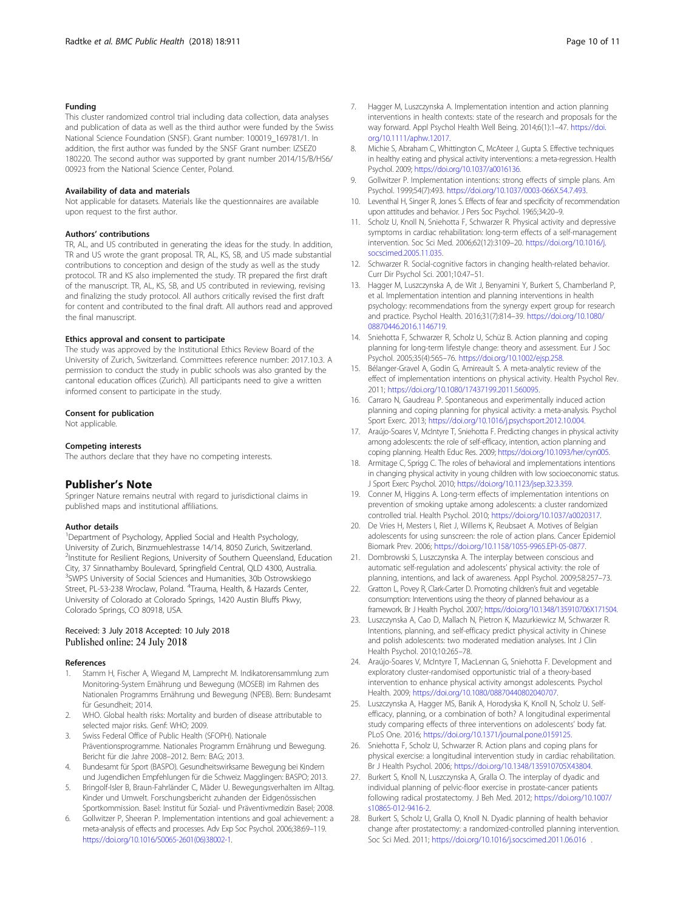### Funding

This cluster randomized control trial including data collection, data analyses and publication of data as well as the third author were funded by the Swiss National Science Foundation (SNSF). Grant number: 100019_169781/1. In addition, the first author was funded by the SNSF Grant number: IZSEZ0 180220. The second author was supported by grant number 2014/15/B/HS6/00923 from the National Science Center, Poland.

### Availability of data and materials

Not applicable for datasets. Materials like the questionnaires are available upon request to the first author.

### Authors' contributions

TR, AL, and US contributed in generating the ideas for the study. In addition, TR and US wrote the grant proposal. TR, AL, KS, SB, and US made substantial contributions to conception and design of the study as well as the study protocol. TR and KS also implemented the study. TR prepared the first draft of the manuscript. TR, AL, KS, SB, and US contributed in reviewing, revising and finalizing the study protocol. All authors critically revised the first draft for content and contributed to the final draft. All authors read and approved the final manuscript.

### Ethics approval and consent to participate

The study was approved by the Institutional Ethics Review Board of the University of Zurich, Switzerland. Committees reference number: 2017.10.3. A permission to conduct the study in public schools was also granted by the cantonal education offices (Zurich). All participants need to give a written informed consent to participate in the study.

### Consent for publication

Not applicable.

### Competing interests

The authors declare that they have no competing interests.

## Publisher's Note

Springer Nature remains neutral with regard to jurisdictional claims in published maps and institutional affiliations.

### Author details

[1]Department of Psychology, Applied Social and Health Psychology, University of Zurich, Binzmuehlestrasse 14/14, 8050 Zurich, Switzerland. [2]Institute for Resilient Regions, University of Southern Queensland, Education City, 37 Sinnathamby Boulevard, Springfield Central, QLD 4300, Australia. [3]SWPS University of Social Sciences and Humanities, 30b Ostrowskiego Street, PL-53-238 Wroclaw, Poland. [4]Trauma, Health, & Hazards Center, University of Colorado at Colorado Springs, 1420 Austin Bluffs Pkwy, Colorado Springs, CO 80918, USA.

Received: 3 July 2018 Accepted: 10 July 2018
Published online: 24 July 2018

### References

1. Stamm H, Fischer A, Wiegand M, Lamprecht M. Indikatorensammlung zum Monitoring-System Ernährung und Bewegung (MOSEB) im Rahmen des Nationalen Programms Ernährung und Bewegung (NPEB). Bern: Bundesamt für Gesundheit; 2014.
2. WHO. Global health risks: Mortality and burden of disease attributable to selected major risks. Genf: WHO; 2009.
3. Swiss Federal Office of Public Health (SFOPH). Nationale Präventionsprogramme. Nationales Programm Ernährung und Bewegung. Bericht für die Jahre 2008–2012. Bern: BAG; 2013.
4. Bundesamt für Sport (BASPO). Gesundheitswirksame Bewegung bei Kindern und Jugendlichen Empfehlungen für die Schweiz. Magglingen: BASPO; 2013.
5. Bringolf-Isler B, Braun-Fahrländer C, Mäder U. Bewegungsverhalten im Alltag. Kinder und Umwelt. Forschungsbericht zuhanden der Eidgenössischen Sportkommission. Basel: Institut für Sozial- und Präventivmedizin Basel; 2008.
6. Gollwitzer P, Sheeran P. Implementation intentions and goal achievement: a meta-analysis of effects and processes. Adv Exp Soc Psychol. 2006;38:69–119. https://doi.org/10.1016/S0065-2601(06)38002-1.
7. Hagger M, Luszczynska A. Implementation intention and action planning interventions in health contexts: state of the research and proposals for the way forward. Appl Psychol Health Well Being. 2014;6(1):1–47. https://doi.org/10.1111/aphw.12017.
8. Michie S, Abraham C, Whittington C, McAteer J, Gupta S. Effective techniques in healthy eating and physical activity interventions: a meta-regression. Health Psychol. 2009; https://doi.org/10.1037/a0016136.
9. Gollwitzer P. Implementation intentions: strong effects of simple plans. Am Psychol. 1999;54(7):493. https://doi.org/10.1037/0003-066X.54.7.493.
10. Leventhal H, Singer R, Jones S. Effects of fear and specificity of recommendation upon attitudes and behavior. J Pers Soc Psychol. 1965;34:20–9.
11. Scholz U, Knoll N, Sniehotta F, Schwarzer R. Physical activity and depressive symptoms in cardiac rehabilitation: long-term effects of a self-management intervention. Soc Sci Med. 2006;62(12):3109–20. https://doi.org/10.1016/j.socscimed.2005.11.035.
12. Schwarzer R. Social-cognitive factors in changing health-related behavior. Curr Dir Psychol Sci. 2001;10:47–51.
13. Hagger M, Luszczynska A, de Wit J, Benyamini Y, Burkert S, Chamberland P, et al. Implementation intention and planning interventions in health psychology: recommendations from the synergy expert group for research and practice. Psychol Health. 2016;31(7):814–39. https://doi.org/10.1080/08870446.2016.1146719.
14. Sniehotta F, Schwarzer R, Scholz U, Schüz B. Action planning and coping planning for long-term lifestyle change: theory and assessment. Eur J Soc Psychol. 2005;35(4):565–76. https://doi.org/10.1002/ejsp.258.
15. Bélanger-Gravel A, Godin G, Amireault S. A meta-analytic review of the effect of implementation intentions on physical activity. Health Psychol Rev. 2011; https://doi.org/10.1080/17437199.2011.560095.
16. Carraro N, Gaudreau P. Spontaneous and experimentally induced action planning and coping planning for physical activity: a meta-analysis. Psychol Sport Exerc. 2013; https://doi.org/10.1016/j.psychsport.2012.10.004.
17. Araújo-Soares V, McIntyre T, Sniehotta F. Predicting changes in physical activity among adolescents: the role of self-efficacy, intention, action planning and coping planning. Health Educ Res. 2009; https://doi.org/10.1093/her/cyn005.
18. Armitage C, Sprigg C. The roles of behavioral and implementations intentions in changing physical activity in young children with low socioeconomic status. J Sport Exerc Psychol. 2010; https://doi.org/10.1123/jsep.32.3.359.
19. Conner M, Higgins A. Long-term effects of implementation intentions on prevention of smoking uptake among adolescents: a cluster randomized controlled trial. Health Psychol. 2010; https://doi.org/10.1037/a0020317.
20. De Vries H, Mesters I, Riet J, Willems K, Reubsaet A. Motives of Belgian adolescents for using sunscreen: the role of action plans. Cancer Epidemiol Biomark Prev. 2006; https://doi.org/10.1158/1055-9965.EPI-05-0877.
21. Dombrowski S, Luszczynska A. The interplay between conscious and automatic self-regulation and adolescents' physical activity: the role of planning, intentions, and lack of awareness. Appl Psychol. 2009;58:257–73.
22. Gratton L, Povey R, Clark-Carter D. Promoting children's fruit and vegetable consumption: Interventions using the theory of planned behaviour as a framework. Br J Health Psychol. 2007; https://doi.org/10.1348/135910706X171504.
23. Luszczynska A, Cao D, Mallach N, Pietron K, Mazurkiewicz M, Schwarzer R. Intentions, planning, and self-efficacy predict physical activity in Chinese and polish adolescents: two moderated mediation analyses. Int J Clin Health Psychol. 2010;10:265–78.
24. Araújo-Soares V, McIntyre T, MacLennan G, Sniehotta F. Development and exploratory cluster-randomised opportunistic trial of a theory-based intervention to enhance physical activity amongst adolescents. Psychol Health. 2009; https://doi.org/10.1080/08870440802040707.
25. Luszczynska A, Hagger MS, Banik A, Horodyska K, Knoll N, Scholz U. Self-efficacy, planning, or a combination of both? A longitudinal experimental study comparing effects of three interventions on adolescents' body fat. PLoS One. 2016; https://doi.org/10.1371/journal.pone.0159125.
26. Sniehotta F, Scholz U, Schwarzer R. Action plans and coping plans for physical exercise: a longitudinal intervention study in cardiac rehabilitation. Br J Health Psychol. 2006; https://doi.org/10.1348/135910705X43804.
27. Burkert S, Knoll N, Luszczynska A, Gralla O. The interplay of dyadic and individual planning of pelvic-floor exercise in prostate-cancer patients following radical prostatectomy. J Beh Med. 2012; https://doi.org/10.1007/s10865-012-9416-2.
28. Burkert S, Scholz U, Gralla O, Knoll N. Dyadic planning of health behavior change after prostatectomy: a randomized-controlled planning intervention. Soc Sci Med. 2011; https://doi.org/10.1016/j.socscimed.2011.06.016 .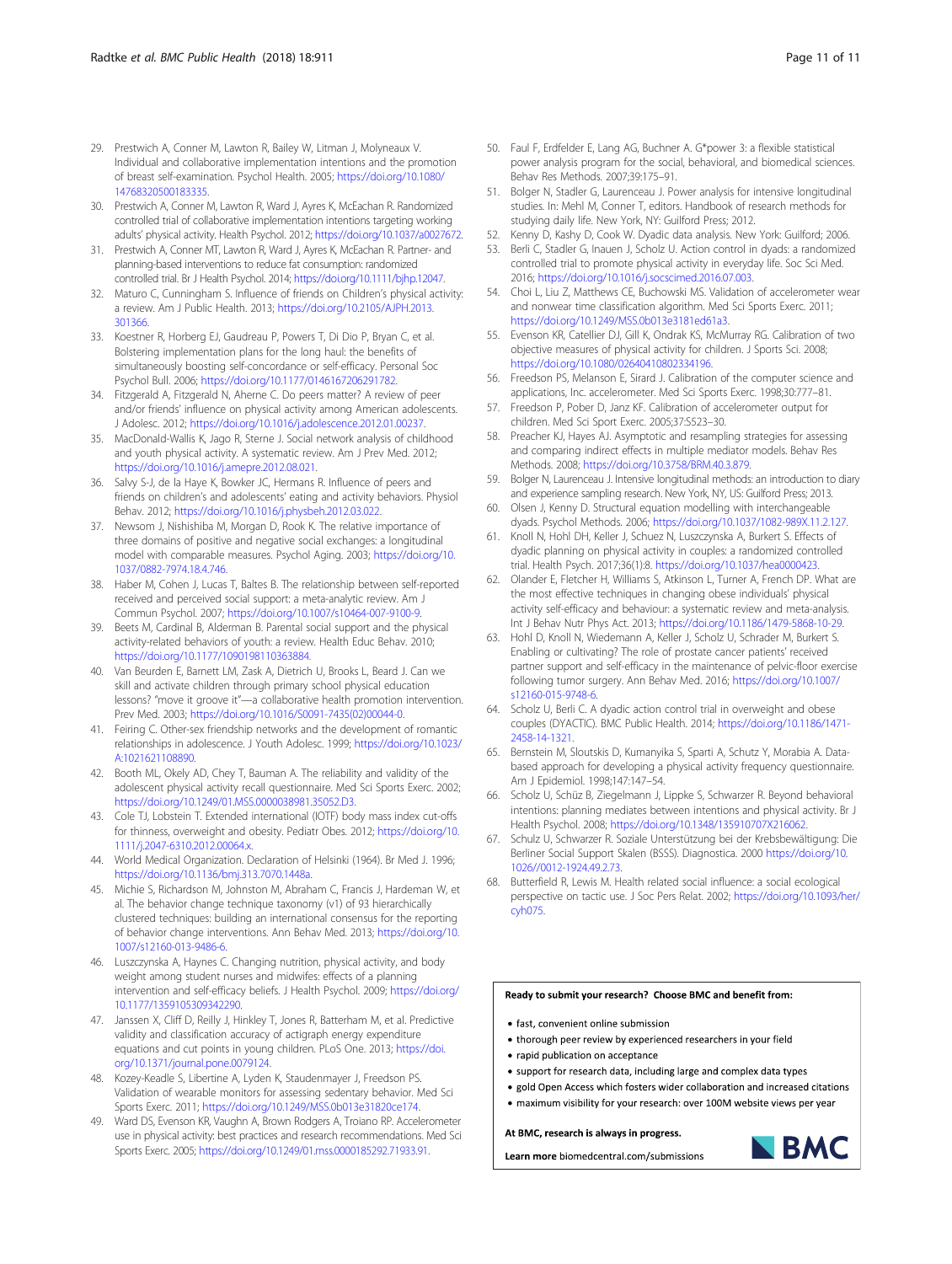29. Prestwich A, Conner M, Lawton R, Bailey W, Litman J, Molyneaux V. Individual and collaborative implementation intentions and the promotion of breast self-examination. Psychol Health. 2005; https://doi.org/10.1080/14768320500183335.
30. Prestwich A, Conner M, Lawton R, Ward J, Ayres K, McEachan R. Randomized controlled trial of collaborative implementation intentions targeting working adults' physical activity. Health Psychol. 2012; https://doi.org/10.1037/a0027672.
31. Prestwich A, Conner MT, Lawton R, Ward J, Ayres K, McEachan R. Partner- and planning-based interventions to reduce fat consumption: randomized controlled trial. Br J Health Psychol. 2014; https://doi.org/10.1111/bjhp.12047.
32. Maturo C, Cunningham S. Influence of friends on Children's physical activity: a review. Am J Public Health. 2013; https://doi.org/10.2105/AJPH.2013.301366.
33. Koestner R, Horberg EJ, Gaudreau P, Powers T, Di Dio P, Bryan C, et al. Bolstering implementation plans for the long haul: the benefits of simultaneously boosting self-concordance or self-efficacy. Personal Soc Psychol Bull. 2006; https://doi.org/10.1177/0146167206291782.
34. Fitzgerald A, Fitzgerald N, Aherne C. Do peers matter? A review of peer and/or friends' influence on physical activity among American adolescents. J Adolesc. 2012; https://doi.org/10.1016/j.adolescence.2012.01.00237.
35. MacDonald-Wallis K, Jago R, Sterne J. Social network analysis of childhood and youth physical activity. A systematic review. Am J Prev Med. 2012; https://doi.org/10.1016/j.amepre.2012.08.021.
36. Salvy S-J, de la Haye K, Bowker JC, Hermans R. Influence of peers and friends on children's and adolescents' eating and activity behaviors. Physiol Behav. 2012; https://doi.org/10.1016/j.physbeh.2012.03.022.
37. Newsom J, Nishishiba M, Morgan D, Rook K. The relative importance of three domains of positive and negative social exchanges: a longitudinal model with comparable measures. Psychol Aging. 2003; https://doi.org/10.1037/0882-7974.18.4.746.
38. Haber M, Cohen J, Lucas T, Baltes B. The relationship between self-reported received and perceived social support: a meta-analytic review. Am J Commun Psychol. 2007; https://doi.org/10.1007/s10464-007-9100-9.
39. Beets M, Cardinal B, Alderman B. Parental social support and the physical activity-related behaviors of youth: a review. Health Educ Behav. 2010; https://doi.org/10.1177/1090198110363884.
40. Van Beurden E, Barnett LM, Zask A, Dietrich U, Brooks L, Beard J. Can we skill and activate children through primary school physical education lessons? "move it groove it"—a collaborative health promotion intervention. Prev Med. 2003; https://doi.org/10.1016/S0091-7435(02)00044-0.
41. Feiring C. Other-sex friendship networks and the development of romantic relationships in adolescence. J Youth Adolesc. 1999; https://doi.org/10.1023/A:1021621108890.
42. Booth ML, Okely AD, Chey T, Bauman A. The reliability and validity of the adolescent physical activity recall questionnaire. Med Sci Sports Exerc. 2002; https://doi.org/10.1249/01.MSS.0000038981.35052.D3.
43. Cole TJ, Lobstein T. Extended international (IOTF) body mass index cut-offs for thinness, overweight and obesity. Pediatr Obes. 2012; https://doi.org/10.1111/j.2047-6310.2012.00064.x.
44. World Medical Organization. Declaration of Helsinki (1964). Br Med J. 1996; https://doi.org/10.1136/bmj.313.7070.1448a.
45. Michie S, Richardson M, Johnston M, Abraham C, Francis J, Hardeman W, et al. The behavior change technique taxonomy (v1) of 93 hierarchically clustered techniques: building an international consensus for the reporting of behavior change interventions. Ann Behav Med. 2013; https://doi.org/10.1007/s12160-013-9486-6.
46. Luszczynska A, Haynes C. Changing nutrition, physical activity, and body weight among student nurses and midwifes: effects of a planning intervention and self-efficacy beliefs. J Health Psychol. 2009; https://doi.org/10.1177/1359105309342290.
47. Janssen X, Cliff D, Reilly J, Hinkley T, Jones R, Batterham M, et al. Predictive validity and classification accuracy of actigraph energy expenditure equations and cut points in young children. PLoS One. 2013; https://doi.org/10.1371/journal.pone.0079124.
48. Kozey-Keadle S, Libertine A, Lyden K, Staudenmayer J, Freedson PS. Validation of wearable monitors for assessing sedentary behavior. Med Sci Sports Exerc. 2011; https://doi.org/10.1249/MSS.0b013e31820ce174.
49. Ward DS, Evenson KR, Vaughn A, Brown Rodgers A, Troiano RP. Accelerometer use in physical activity: best practices and research recommendations. Med Sci Sports Exerc. 2005; https://doi.org/10.1249/01.mss.0000185292.71933.91.
50. Faul F, Erdfelder E, Lang AG, Buchner A. G*power 3: a flexible statistical power analysis program for the social, behavioral, and biomedical sciences. Behav Res Methods. 2007;39:175–91.
51. Bolger N, Stadler G, Laurenceau J. Power analysis for intensive longitudinal studies. In: Mehl M, Conner T, editors. Handbook of research methods for studying daily life. New York, NY: Guilford Press; 2012.
52. Kenny D, Kashy D, Cook W. Dyadic data analysis. New York: Guilford; 2006.
53. Berli C, Stadler G, Inauen J, Scholz U. Action control in dyads: a randomized controlled trial to promote physical activity in everyday life. Soc Sci Med. 2016; https://doi.org/10.1016/j.socscimed.2016.07.003.
54. Choi L, Liu Z, Matthews CE, Buchowski MS. Validation of accelerometer wear and nonwear time classification algorithm. Med Sci Sports Exerc. 2011; https://doi.org/10.1249/MSS.0b013e3181ed61a3.
55. Evenson KR, Catellier DJ, Gill K, Ondrak KS, McMurray RG. Calibration of two objective measures of physical activity for children. J Sports Sci. 2008; https://doi.org/10.1080/02640410802334196.
56. Freedson PS, Melanson E, Sirard J. Calibration of the computer science and applications, Inc. accelerometer. Med Sci Sports Exerc. 1998;30:777–81.
57. Freedson P, Pober D, Janz KF. Calibration of accelerometer output for children. Med Sci Sport Exerc. 2005;37:S523–30.
58. Preacher KJ, Hayes AJ. Asymptotic and resampling strategies for assessing and comparing indirect effects in multiple mediator models. Behav Res Methods. 2008; https://doi.org/10.3758/BRM.40.3.879.
59. Bolger N, Laurenceau J. Intensive longitudinal methods: an introduction to diary and experience sampling research. New York, NY, US: Guilford Press; 2013.
60. Olsen J, Kenny D. Structural equation modelling with interchangeable dyads. Psychol Methods. 2006; https://doi.org/10.1037/1082-989X.11.2.127.
61. Knoll N, Hohl DH, Keller J, Schuez N, Luszczynska A, Burkert S. Effects of dyadic planning on physical activity in couples: a randomized controlled trial. Health Psych. 2017;36(1):8. https://doi.org/10.1037/hea0000423.
62. Olander E, Fletcher H, Williams S, Atkinson L, Turner A, French DP. What are the most effective techniques in changing obese individuals' physical activity self-efficacy and behaviour: a systematic review and meta-analysis. Int J Behav Nutr Phys Act. 2013; https://doi.org/10.1186/1479-5868-10-29.
63. Hohl DH, Knoll N, Wiedemann A, Keller J, Scholz U, Schrader M, Burkert S. Enabling or cultivating? The role of prostate cancer patients' received partner support and self-efficacy in the maintenance of pelvic-floor exercise following tumor surgery. Ann Behav Med. 2016; https://doi.org/10.1007/s12160-015-9748-6.
64. Scholz U, Berli C. A dyadic action control trial in overweight and obese couples (DYACTIC). BMC Public Health. 2014; https://doi.org/10.1186/1471-2458-14-1321.
65. Bernstein M, Sloutskis D, Kumanyika S, Sparti A, Schutz Y, Morabia A. Data-based approach for developing a physical activity frequency questionnaire. Am J Epidemiol. 1998;147:147–54.
66. Scholz U, Schüz B, Ziegelmann J, Lippke S, Schwarzer R. Beyond behavioral intentions: planning mediates between intentions and physical activity. Br J Health Psychol. 2008; https://doi.org/10.1348/135910707X216062.
67. Schulz U, Schwarzer R. Soziale Unterstützung bei der Krebsbewältigung: Die Berliner Social Support Skalen (BSSS). Diagnostica. 2000 https://doi.org/10.1026//0012-1924.49.2.73.
68. Butterfield R, Lewis M. Health related social influence: a social ecological perspective on tactic use. J Soc Pers Relat. 2002; https://doi.org/10.1093/her/cyh075.